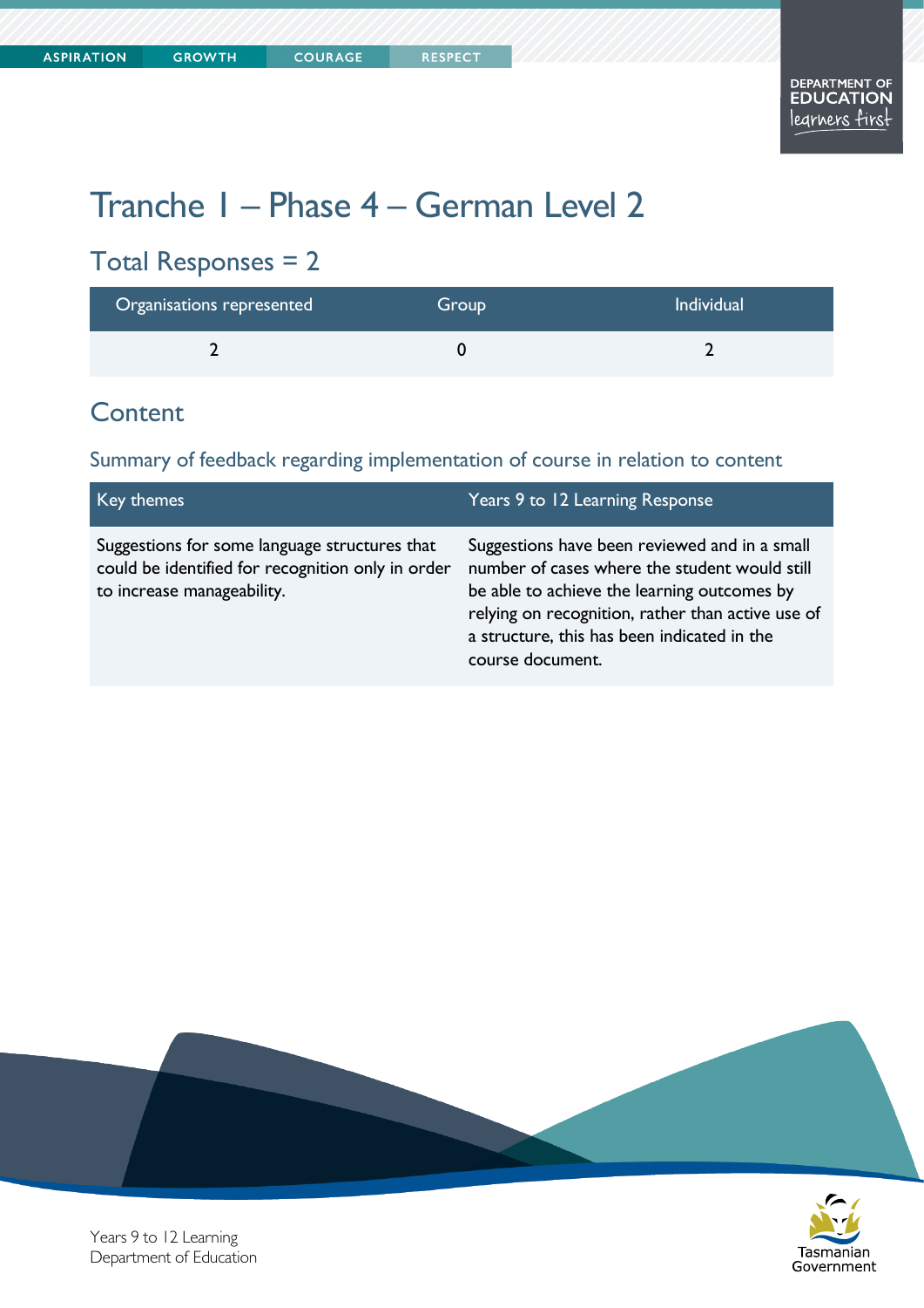# Tranche 1 – Phase 4 – German Level 2

## Total Responses = 2

| Organisations represented | Group | Individual |
|---|---|---|
| 2 | 0 | 2 |

## Content

### Summary of feedback regarding implementation of course in relation to content

| Key themes | Years 9 to 12 Learning Response |
|---|---|
| Suggestions for some language structures that could be identified for recognition only in order to increase manageability. | Suggestions have been reviewed and in a small number of cases where the student would still be able to achieve the learning outcomes by relying on recognition, rather than active use of a structure, this has been indicated in the course document. |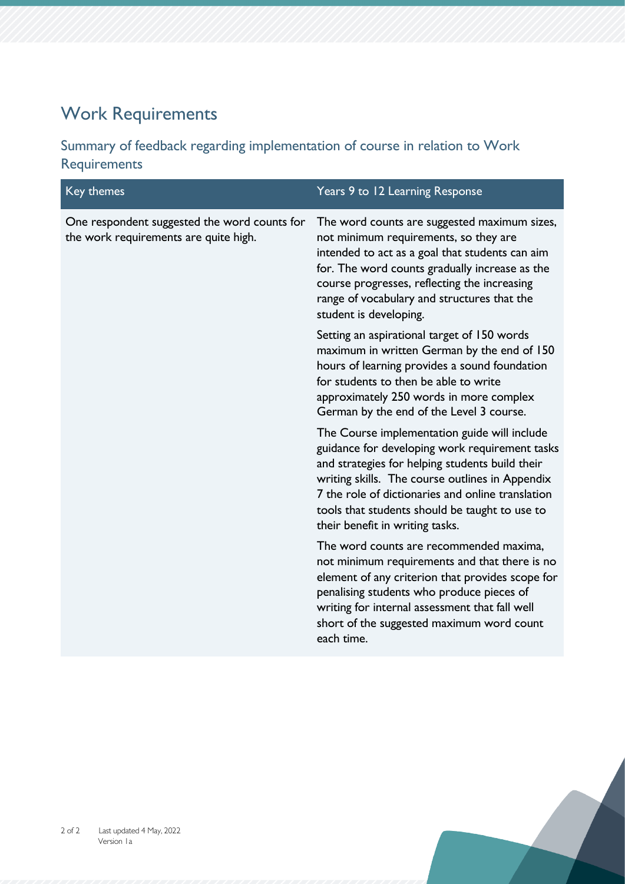## Work Requirements

### Summary of feedback regarding implementation of course in relation to Work Requirements

| Key themes | Years 9 to 12 Learning Response |
| --- | --- |
| One respondent suggested the word counts for the work requirements are quite high. | The word counts are suggested maximum sizes, not minimum requirements, so they are intended to act as a goal that students can aim for. The word counts gradually increase as the course progresses, reflecting the increasing range of vocabulary and structures that the student is developing.<br><br>Setting an aspirational target of 150 words maximum in written German by the end of 150 hours of learning provides a sound foundation for students to then be able to write approximately 250 words in more complex German by the end of the Level 3 course.<br><br>The Course implementation guide will include guidance for developing work requirement tasks and strategies for helping students build their writing skills. The course outlines in Appendix 7 the role of dictionaries and online translation tools that students should be taught to use to their benefit in writing tasks.<br><br>The word counts are recommended maxima, not minimum requirements and that there is no element of any criterion that provides scope for penalising students who produce pieces of writing for internal assessment that fall well short of the suggested maximum word count each time. |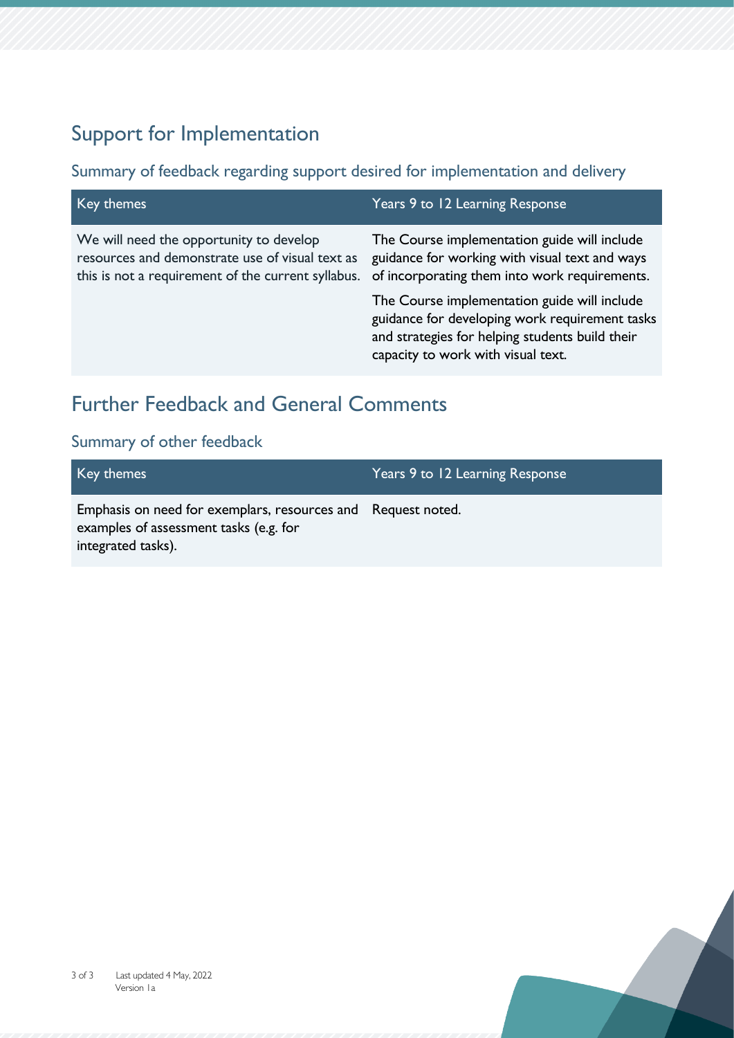## Support for Implementation

### Summary of feedback regarding support desired for implementation and delivery

| Key themes | Years 9 to 12 Learning Response |
| --- | --- |
| We will need the opportunity to develop resources and demonstrate use of visual text as this is not a requirement of the current syllabus. | The Course implementation guide will include guidance for working with visual text and ways of incorporating them into work requirements.<br><br>The Course implementation guide will include guidance for developing work requirement tasks and strategies for helping students build their capacity to work with visual text. |

## Further Feedback and General Comments

### Summary of other feedback

| Key themes | Years 9 to 12 Learning Response |
| --- | --- |
| Emphasis on need for exemplars, resources and examples of assessment tasks (e.g. for integrated tasks). | Request noted. |

Last updated 4 May, 2022
Version 1a